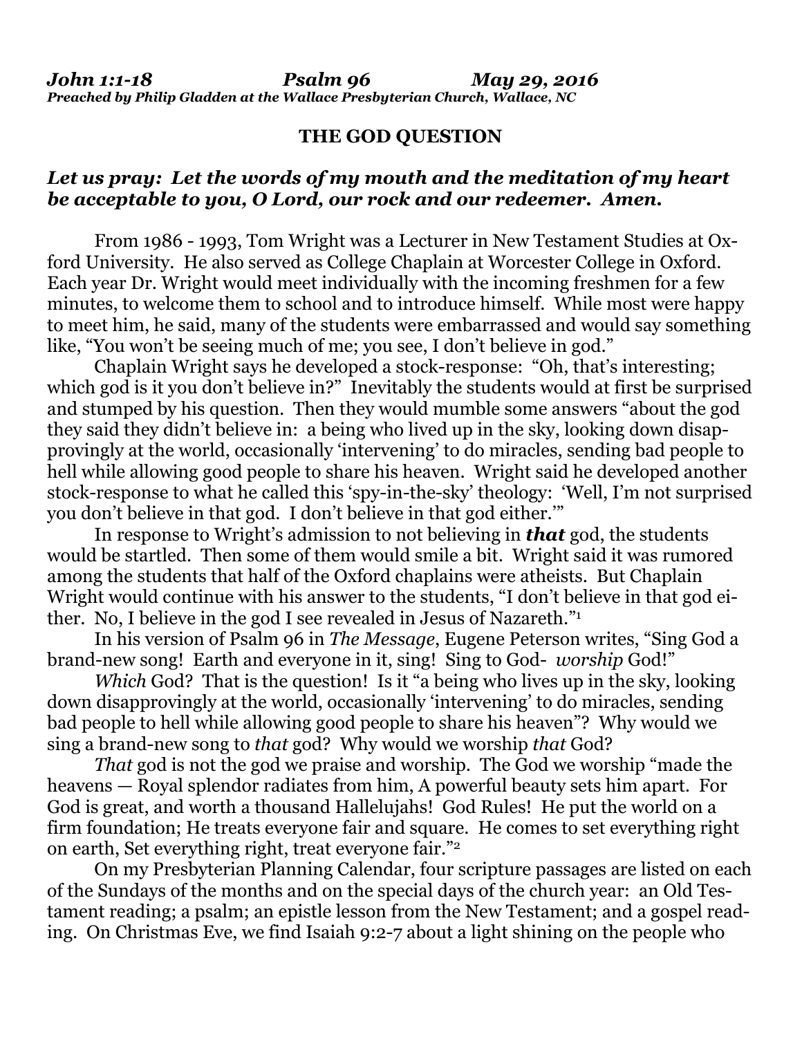***John 1:1-18 Psalm 96 May 29, 2016***
***Preached by Philip Gladden at the Wallace Presbyterian Church, Wallace, NC***

# THE GOD QUESTION

## *Let us pray: Let the words of my mouth and the meditation of my heart be acceptable to you, O Lord, our rock and our redeemer. Amen.*

From 1986 - 1993, Tom Wright was a Lecturer in New Testament Studies at Oxford University. He also served as College Chaplain at Worcester College in Oxford. Each year Dr. Wright would meet individually with the incoming freshmen for a few minutes, to welcome them to school and to introduce himself. While most were happy to meet him, he said, many of the students were embarrassed and would say something like, "You won't be seeing much of me; you see, I don't believe in god."

Chaplain Wright says he developed a stock-response: "Oh, that's interesting; which god is it you don't believe in?" Inevitably the students would at first be surprised and stumped by his question. Then they would mumble some answers "about the god they said they didn't believe in: a being who lived up in the sky, looking down disapprovingly at the world, occasionally 'intervening' to do miracles, sending bad people to hell while allowing good people to share his heaven. Wright said he developed another stock-response to what he called this 'spy-in-the-sky' theology: 'Well, I'm not surprised you don't believe in that god. I don't believe in that god either.'"

In response to Wright's admission to not believing in ***that*** god, the students would be startled. Then some of them would smile a bit. Wright said it was rumored among the students that half of the Oxford chaplains were atheists. But Chaplain Wright would continue with his answer to the students, "I don't believe in that god either. No, I believe in the god I see revealed in Jesus of Nazareth."[1]

In his version of Psalm 96 in *The Message*, Eugene Peterson writes, "Sing God a brand-new song! Earth and everyone in it, sing! Sing to God- *worship* God!"

*Which* God? That is the question! Is it "a being who lives up in the sky, looking down disapprovingly at the world, occasionally 'intervening' to do miracles, sending bad people to hell while allowing good people to share his heaven"? Why would we sing a brand-new song to *that* god? Why would we worship *that* God?

*That* god is not the god we praise and worship. The God we worship "made the heavens — Royal splendor radiates from him, A powerful beauty sets him apart. For God is great, and worth a thousand Hallelujahs! God Rules! He put the world on a firm foundation; He treats everyone fair and square. He comes to set everything right on earth, Set everything right, treat everyone fair."[2]

On my Presbyterian Planning Calendar, four scripture passages are listed on each of the Sundays of the months and on the special days of the church year: an Old Testament reading; a psalm; an epistle lesson from the New Testament; and a gospel reading. On Christmas Eve, we find Isaiah 9:2-7 about a light shining on the people who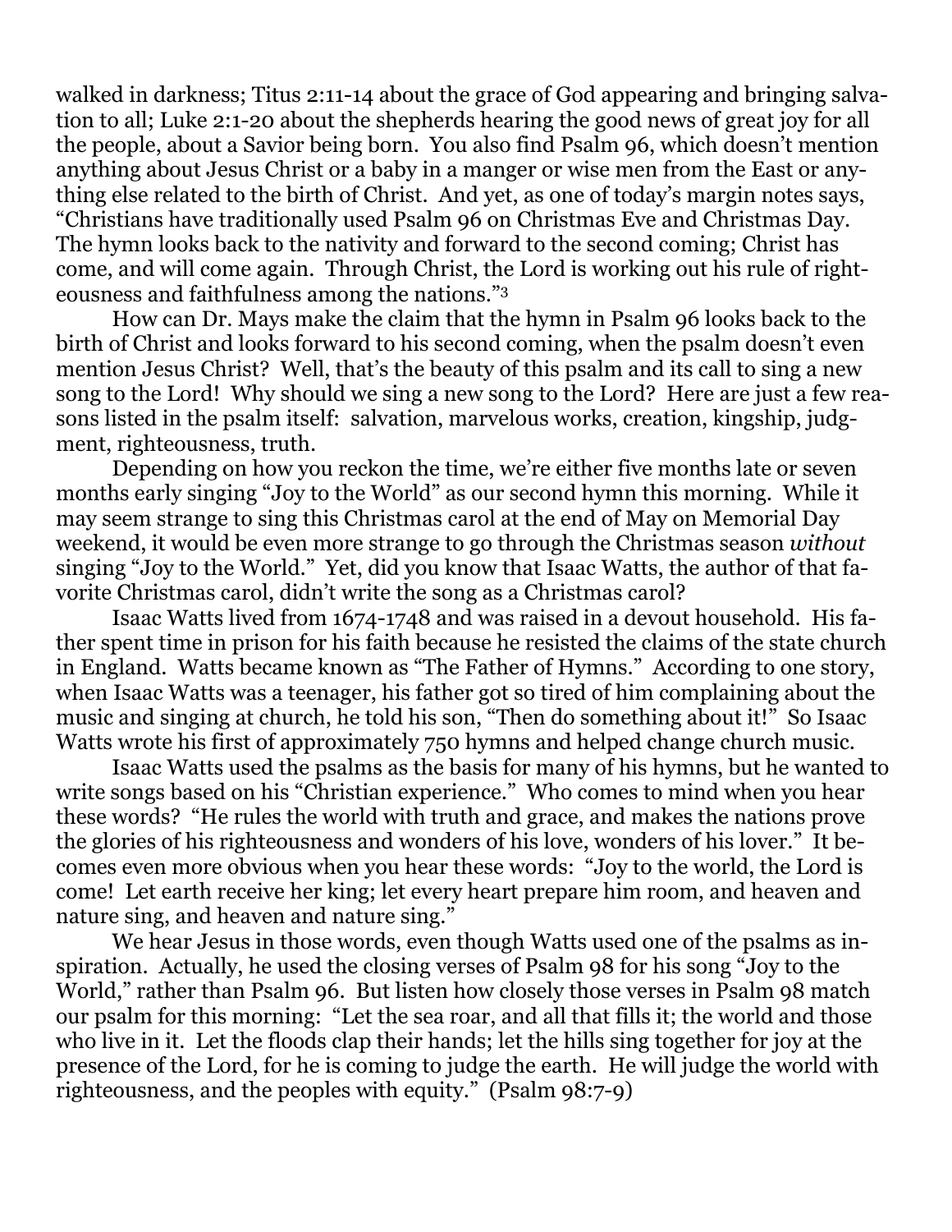walked in darkness; Titus 2:11-14 about the grace of God appearing and bringing salvation to all; Luke 2:1-20 about the shepherds hearing the good news of great joy for all the people, about a Savior being born. You also find Psalm 96, which doesn't mention anything about Jesus Christ or a baby in a manger or wise men from the East or anything else related to the birth of Christ. And yet, as one of today's margin notes says, "Christians have traditionally used Psalm 96 on Christmas Eve and Christmas Day. The hymn looks back to the nativity and forward to the second coming; Christ has come, and will come again. Through Christ, the Lord is working out his rule of righteousness and faithfulness among the nations."[3]

How can Dr. Mays make the claim that the hymn in Psalm 96 looks back to the birth of Christ and looks forward to his second coming, when the psalm doesn't even mention Jesus Christ? Well, that's the beauty of this psalm and its call to sing a new song to the Lord! Why should we sing a new song to the Lord? Here are just a few reasons listed in the psalm itself: salvation, marvelous works, creation, kingship, judgment, righteousness, truth.

Depending on how you reckon the time, we're either five months late or seven months early singing "Joy to the World" as our second hymn this morning. While it may seem strange to sing this Christmas carol at the end of May on Memorial Day weekend, it would be even more strange to go through the Christmas season *without* singing "Joy to the World." Yet, did you know that Isaac Watts, the author of that favorite Christmas carol, didn't write the song as a Christmas carol?

Isaac Watts lived from 1674-1748 and was raised in a devout household. His father spent time in prison for his faith because he resisted the claims of the state church in England. Watts became known as "The Father of Hymns." According to one story, when Isaac Watts was a teenager, his father got so tired of him complaining about the music and singing at church, he told his son, "Then do something about it!" So Isaac Watts wrote his first of approximately 750 hymns and helped change church music.

Isaac Watts used the psalms as the basis for many of his hymns, but he wanted to write songs based on his "Christian experience." Who comes to mind when you hear these words? "He rules the world with truth and grace, and makes the nations prove the glories of his righteousness and wonders of his love, wonders of his lover." It becomes even more obvious when you hear these words: "Joy to the world, the Lord is come! Let earth receive her king; let every heart prepare him room, and heaven and nature sing, and heaven and nature sing."

We hear Jesus in those words, even though Watts used one of the psalms as inspiration. Actually, he used the closing verses of Psalm 98 for his song "Joy to the World," rather than Psalm 96. But listen how closely those verses in Psalm 98 match our psalm for this morning: "Let the sea roar, and all that fills it; the world and those who live in it. Let the floods clap their hands; let the hills sing together for joy at the presence of the Lord, for he is coming to judge the earth. He will judge the world with righteousness, and the peoples with equity." (Psalm 98:7-9)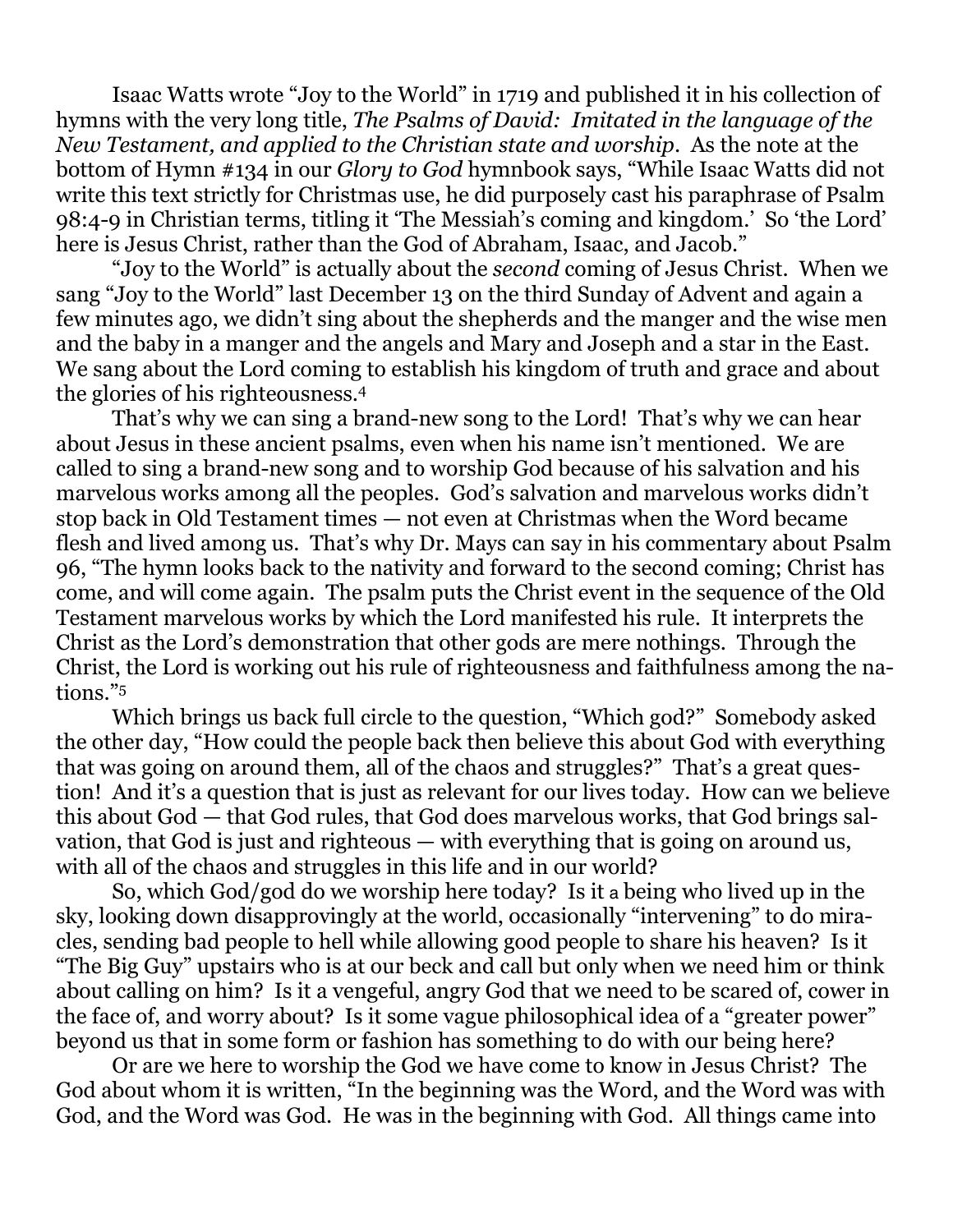Isaac Watts wrote "Joy to the World" in 1719 and published it in his collection of hymns with the very long title, *The Psalms of David: Imitated in the language of the New Testament, and applied to the Christian state and worship*. As the note at the bottom of Hymn #134 in our *Glory to God* hymnbook says, "While Isaac Watts did not write this text strictly for Christmas use, he did purposely cast his paraphrase of Psalm 98:4-9 in Christian terms, titling it 'The Messiah's coming and kingdom.' So 'the Lord' here is Jesus Christ, rather than the God of Abraham, Isaac, and Jacob."

"Joy to the World" is actually about the *second* coming of Jesus Christ. When we sang "Joy to the World" last December 13 on the third Sunday of Advent and again a few minutes ago, we didn't sing about the shepherds and the manger and the wise men and the baby in a manger and the angels and Mary and Joseph and a star in the East. We sang about the Lord coming to establish his kingdom of truth and grace and about the glories of his righteousness.[4]

That's why we can sing a brand-new song to the Lord! That's why we can hear about Jesus in these ancient psalms, even when his name isn't mentioned. We are called to sing a brand-new song and to worship God because of his salvation and his marvelous works among all the peoples. God's salvation and marvelous works didn't stop back in Old Testament times — not even at Christmas when the Word became flesh and lived among us. That's why Dr. Mays can say in his commentary about Psalm 96, "The hymn looks back to the nativity and forward to the second coming; Christ has come, and will come again. The psalm puts the Christ event in the sequence of the Old Testament marvelous works by which the Lord manifested his rule. It interprets the Christ as the Lord's demonstration that other gods are mere nothings. Through the Christ, the Lord is working out his rule of righteousness and faithfulness among the nations."[5]

Which brings us back full circle to the question, "Which god?" Somebody asked the other day, "How could the people back then believe this about God with everything that was going on around them, all of the chaos and struggles?" That's a great question! And it's a question that is just as relevant for our lives today. How can we believe this about God — that God rules, that God does marvelous works, that God brings salvation, that God is just and righteous — with everything that is going on around us, with all of the chaos and struggles in this life and in our world?

So, which God/god do we worship here today? Is it a being who lived up in the sky, looking down disapprovingly at the world, occasionally "intervening" to do miracles, sending bad people to hell while allowing good people to share his heaven? Is it "The Big Guy" upstairs who is at our beck and call but only when we need him or think about calling on him? Is it a vengeful, angry God that we need to be scared of, cower in the face of, and worry about? Is it some vague philosophical idea of a "greater power" beyond us that in some form or fashion has something to do with our being here?

Or are we here to worship the God we have come to know in Jesus Christ? The God about whom it is written, "In the beginning was the Word, and the Word was with God, and the Word was God. He was in the beginning with God. All things came into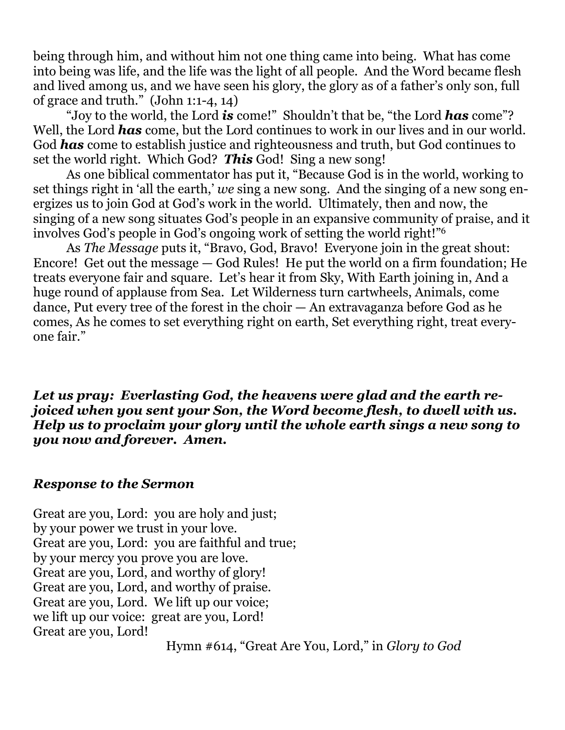being through him, and without him not one thing came into being. What has come into being was life, and the life was the light of all people. And the Word became flesh and lived among us, and we have seen his glory, the glory as of a father's only son, full of grace and truth." (John 1:1-4, 14)

"Joy to the world, the Lord ***is*** come!" Shouldn't that be, "the Lord ***has*** come"? Well, the Lord ***has*** come, but the Lord continues to work in our lives and in our world. God ***has*** come to establish justice and righteousness and truth, but God continues to set the world right. Which God? ***This*** God! Sing a new song!

As one biblical commentator has put it, "Because God is in the world, working to set things right in 'all the earth,' *we* sing a new song. And the singing of a new song energizes us to join God at God's work in the world. Ultimately, then and now, the singing of a new song situates God's people in an expansive community of praise, and it involves God's people in God's ongoing work of setting the world right!"[6]

As *The Message* puts it, "Bravo, God, Bravo! Everyone join in the great shout: Encore! Get out the message — God Rules! He put the world on a firm foundation; He treats everyone fair and square. Let's hear it from Sky, With Earth joining in, And a huge round of applause from Sea. Let Wilderness turn cartwheels, Animals, come dance, Put every tree of the forest in the choir — An extravaganza before God as he comes, As he comes to set everything right on earth, Set everything right, treat everyone fair."

***Let us pray: Everlasting God, the heavens were glad and the earth rejoiced when you sent your Son, the Word become flesh, to dwell with us. Help us to proclaim your glory until the whole earth sings a new song to you now and forever. Amen.***

### *Response to the Sermon*

Great are you, Lord: you are holy and just;
by your power we trust in your love.
Great are you, Lord: you are faithful and true;
by your mercy you prove you are love.
Great are you, Lord, and worthy of glory!
Great are you, Lord, and worthy of praise.
Great are you, Lord. We lift up our voice;
we lift up our voice: great are you, Lord!
Great are you, Lord!

Hymn #614, "Great Are You, Lord," in *Glory to God*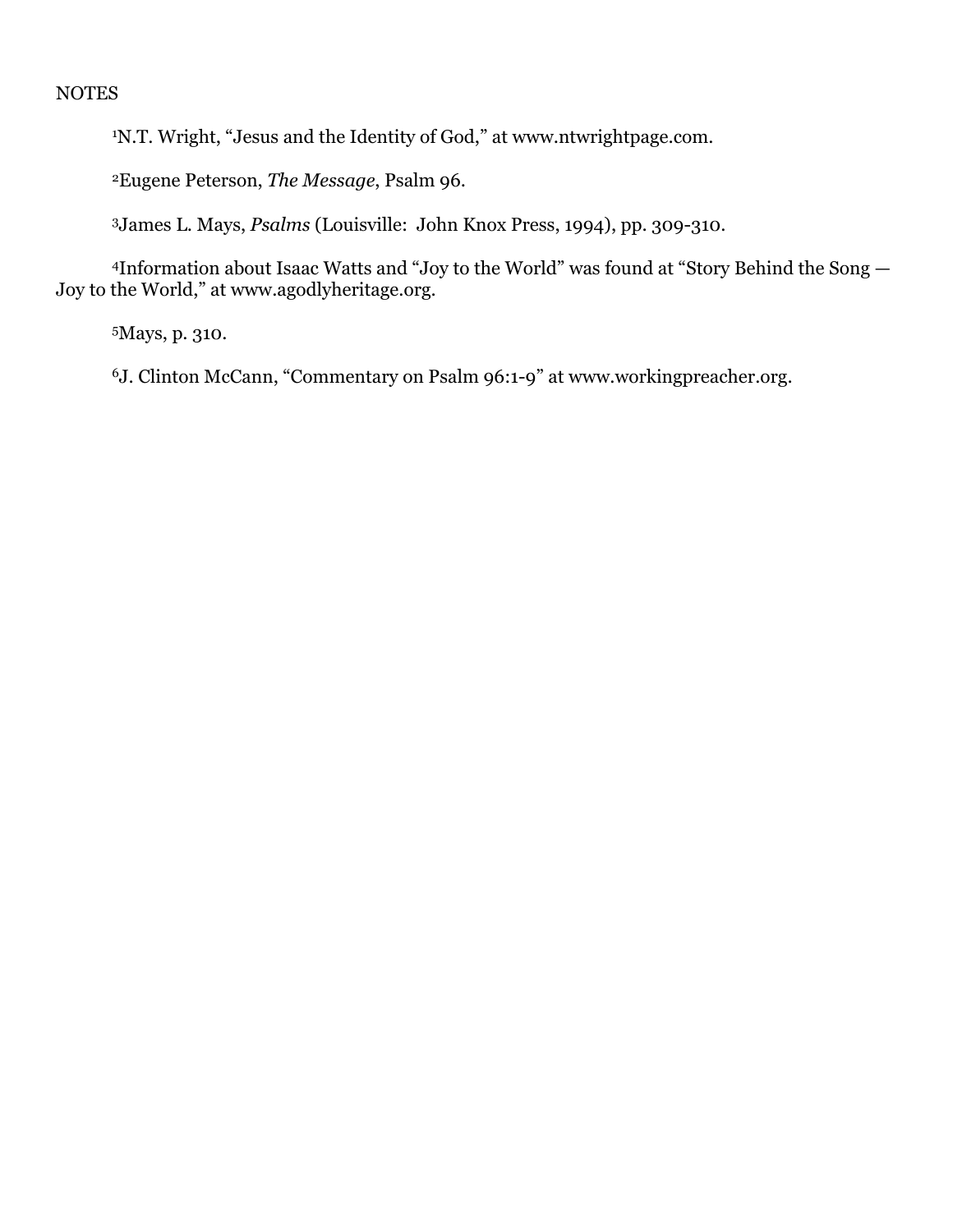NOTES

[1]N.T. Wright, "Jesus and the Identity of God," at www.ntwrightpage.com.

[2]Eugene Peterson, *The Message*, Psalm 96.

[3]James L. Mays, *Psalms* (Louisville: John Knox Press, 1994), pp. 309-310.

[4]Information about Isaac Watts and "Joy to the World" was found at "Story Behind the Song — Joy to the World," at www.agodlyheritage.org.

[5]Mays, p. 310.

[6]J. Clinton McCann, "Commentary on Psalm 96:1-9" at www.workingpreacher.org.